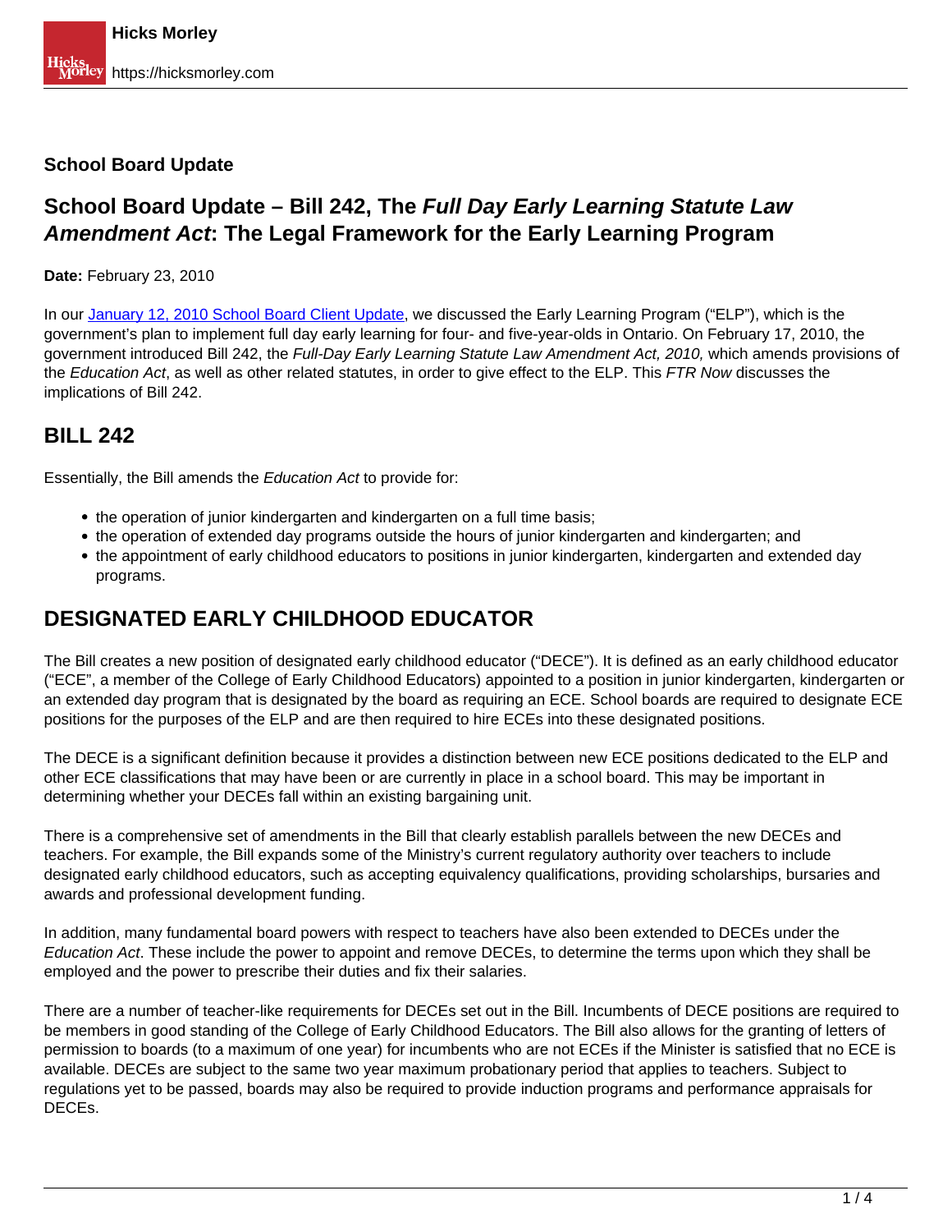**School Board Update**

# School Board Update – Bill 242, The *Full Day Early Learning Statute Law Amendment Act*: The Legal Framework for the Early Learning Program

**Date:** February 23, 2010

In our [January 12, 2010 School Board Client Update](), we discussed the Early Learning Program ("ELP"), which is the government's plan to implement full day early learning for four- and five-year-olds in Ontario. On February 17, 2010, the government introduced Bill 242, the *Full-Day Early Learning Statute Law Amendment Act, 2010,* which amends provisions of the *Education Act*, as well as other related statutes, in order to give effect to the ELP. This *FTR Now* discusses the implications of Bill 242.

## BILL 242

Essentially, the Bill amends the *Education Act* to provide for:

- the operation of junior kindergarten and kindergarten on a full time basis;
- the operation of extended day programs outside the hours of junior kindergarten and kindergarten; and
- the appointment of early childhood educators to positions in junior kindergarten, kindergarten and extended day programs.

## DESIGNATED EARLY CHILDHOOD EDUCATOR

The Bill creates a new position of designated early childhood educator ("DECE"). It is defined as an early childhood educator ("ECE", a member of the College of Early Childhood Educators) appointed to a position in junior kindergarten, kindergarten or an extended day program that is designated by the board as requiring an ECE. School boards are required to designate ECE positions for the purposes of the ELP and are then required to hire ECEs into these designated positions.

The DECE is a significant definition because it provides a distinction between new ECE positions dedicated to the ELP and other ECE classifications that may have been or are currently in place in a school board. This may be important in determining whether your DECEs fall within an existing bargaining unit.

There is a comprehensive set of amendments in the Bill that clearly establish parallels between the new DECEs and teachers. For example, the Bill expands some of the Ministry's current regulatory authority over teachers to include designated early childhood educators, such as accepting equivalency qualifications, providing scholarships, bursaries and awards and professional development funding.

In addition, many fundamental board powers with respect to teachers have also been extended to DECEs under the *Education Act*. These include the power to appoint and remove DECEs, to determine the terms upon which they shall be employed and the power to prescribe their duties and fix their salaries.

There are a number of teacher-like requirements for DECEs set out in the Bill. Incumbents of DECE positions are required to be members in good standing of the College of Early Childhood Educators. The Bill also allows for the granting of letters of permission to boards (to a maximum of one year) for incumbents who are not ECEs if the Minister is satisfied that no ECE is available. DECEs are subject to the same two year maximum probationary period that applies to teachers. Subject to regulations yet to be passed, boards may also be required to provide induction programs and performance appraisals for DECEs.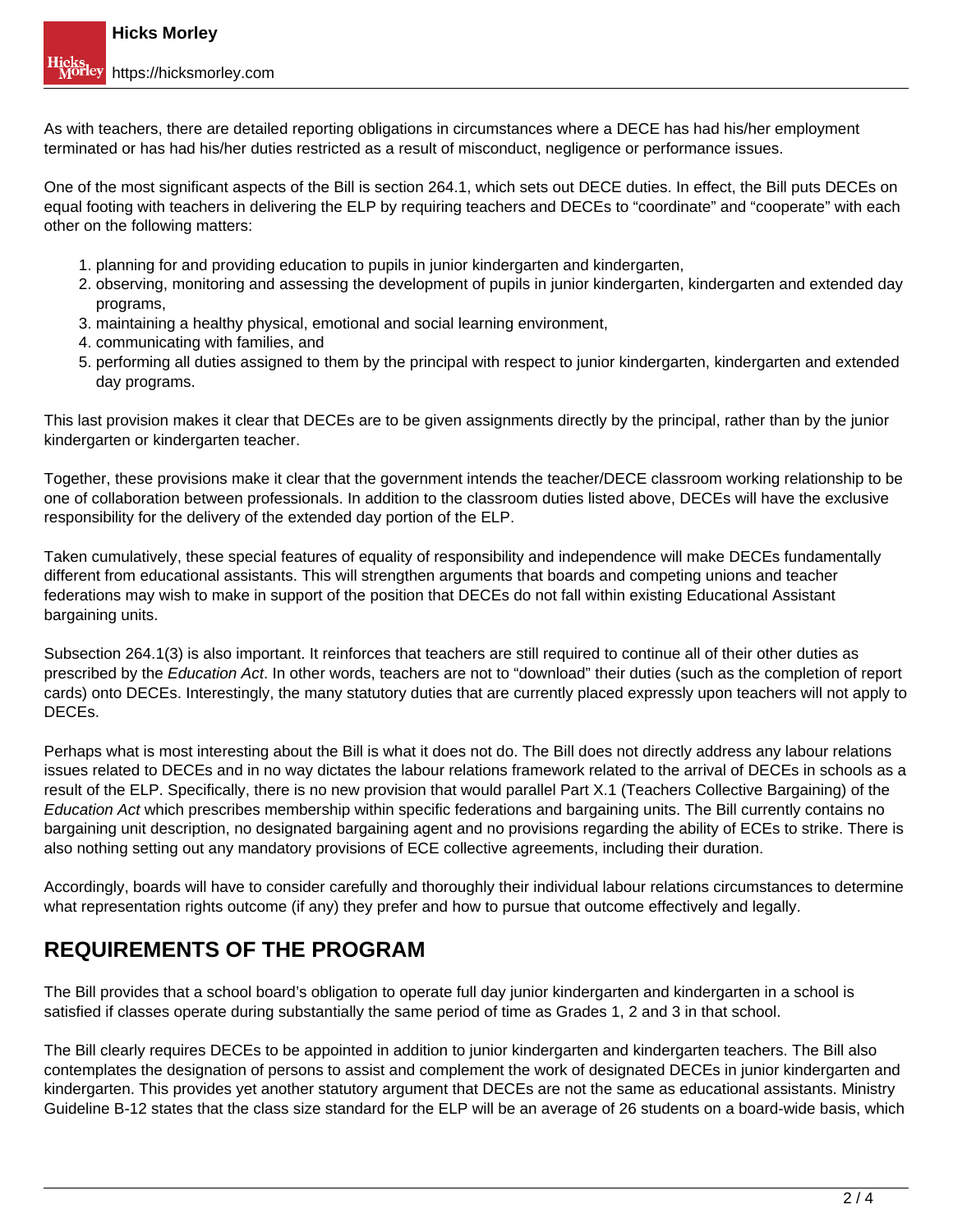As with teachers, there are detailed reporting obligations in circumstances where a DECE has had his/her employment terminated or has had his/her duties restricted as a result of misconduct, negligence or performance issues.

One of the most significant aspects of the Bill is section 264.1, which sets out DECE duties. In effect, the Bill puts DECEs on equal footing with teachers in delivering the ELP by requiring teachers and DECEs to "coordinate" and "cooperate" with each other on the following matters:

1. planning for and providing education to pupils in junior kindergarten and kindergarten,
2. observing, monitoring and assessing the development of pupils in junior kindergarten, kindergarten and extended day programs,
3. maintaining a healthy physical, emotional and social learning environment,
4. communicating with families, and
5. performing all duties assigned to them by the principal with respect to junior kindergarten, kindergarten and extended day programs.

This last provision makes it clear that DECEs are to be given assignments directly by the principal, rather than by the junior kindergarten or kindergarten teacher.

Together, these provisions make it clear that the government intends the teacher/DECE classroom working relationship to be one of collaboration between professionals. In addition to the classroom duties listed above, DECEs will have the exclusive responsibility for the delivery of the extended day portion of the ELP.

Taken cumulatively, these special features of equality of responsibility and independence will make DECEs fundamentally different from educational assistants. This will strengthen arguments that boards and competing unions and teacher federations may wish to make in support of the position that DECEs do not fall within existing Educational Assistant bargaining units.

Subsection 264.1(3) is also important. It reinforces that teachers are still required to continue all of their other duties as prescribed by the *Education Act*. In other words, teachers are not to "download" their duties (such as the completion of report cards) onto DECEs. Interestingly, the many statutory duties that are currently placed expressly upon teachers will not apply to DECEs.

Perhaps what is most interesting about the Bill is what it does not do. The Bill does not directly address any labour relations issues related to DECEs and in no way dictates the labour relations framework related to the arrival of DECEs in schools as a result of the ELP. Specifically, there is no new provision that would parallel Part X.1 (Teachers Collective Bargaining) of the *Education Act* which prescribes membership within specific federations and bargaining units. The Bill currently contains no bargaining unit description, no designated bargaining agent and no provisions regarding the ability of ECEs to strike. There is also nothing setting out any mandatory provisions of ECE collective agreements, including their duration.

Accordingly, boards will have to consider carefully and thoroughly their individual labour relations circumstances to determine what representation rights outcome (if any) they prefer and how to pursue that outcome effectively and legally.

## REQUIREMENTS OF THE PROGRAM

The Bill provides that a school board's obligation to operate full day junior kindergarten and kindergarten in a school is satisfied if classes operate during substantially the same period of time as Grades 1, 2 and 3 in that school.

The Bill clearly requires DECEs to be appointed in addition to junior kindergarten and kindergarten teachers. The Bill also contemplates the designation of persons to assist and complement the work of designated DECEs in junior kindergarten and kindergarten. This provides yet another statutory argument that DECEs are not the same as educational assistants. Ministry Guideline B-12 states that the class size standard for the ELP will be an average of 26 students on a board-wide basis, which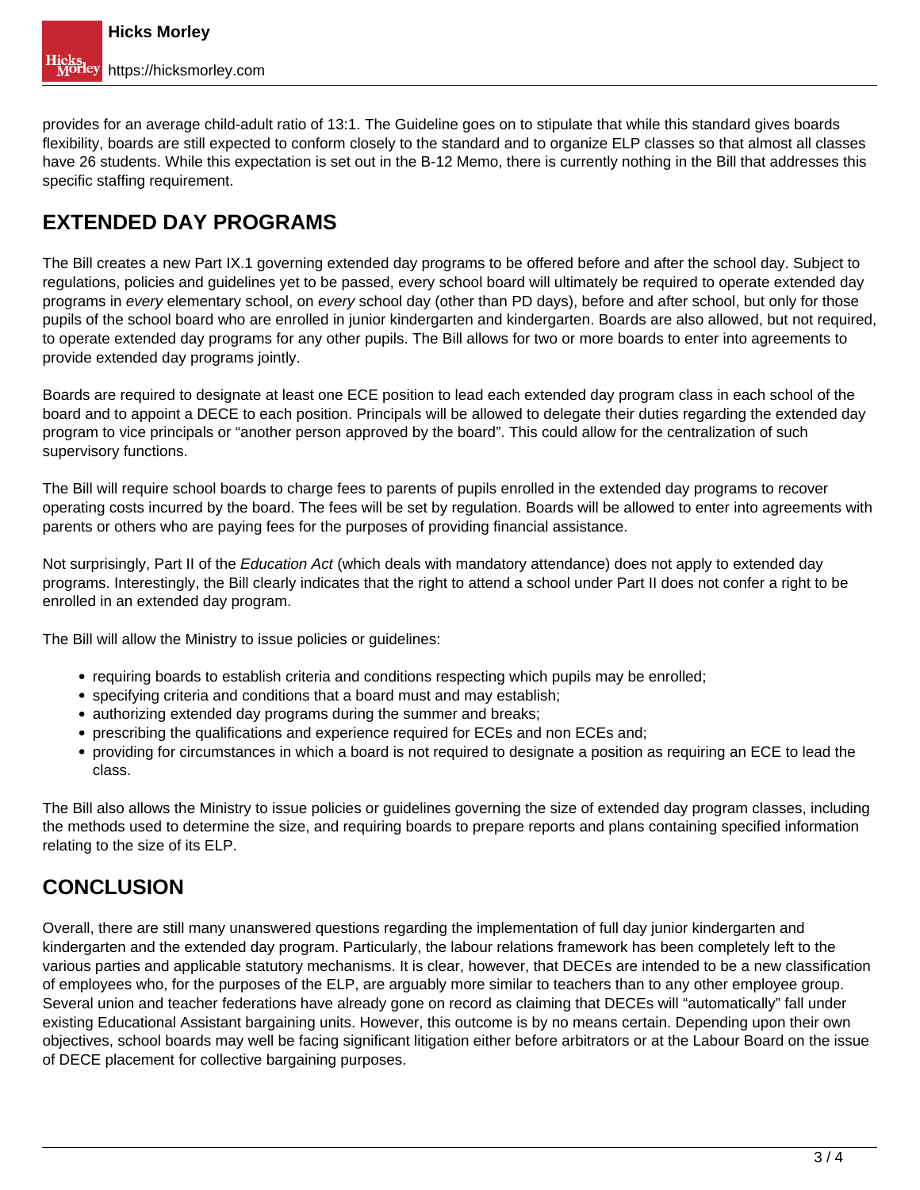provides for an average child-adult ratio of 13:1. The Guideline goes on to stipulate that while this standard gives boards flexibility, boards are still expected to conform closely to the standard and to organize ELP classes so that almost all classes have 26 students. While this expectation is set out in the B-12 Memo, there is currently nothing in the Bill that addresses this specific staffing requirement.

## EXTENDED DAY PROGRAMS

The Bill creates a new Part IX.1 governing extended day programs to be offered before and after the school day. Subject to regulations, policies and guidelines yet to be passed, every school board will ultimately be required to operate extended day programs in *every* elementary school, on *every* school day (other than PD days), before and after school, but only for those pupils of the school board who are enrolled in junior kindergarten and kindergarten. Boards are also allowed, but not required, to operate extended day programs for any other pupils. The Bill allows for two or more boards to enter into agreements to provide extended day programs jointly.

Boards are required to designate at least one ECE position to lead each extended day program class in each school of the board and to appoint a DECE to each position. Principals will be allowed to delegate their duties regarding the extended day program to vice principals or "another person approved by the board". This could allow for the centralization of such supervisory functions.

The Bill will require school boards to charge fees to parents of pupils enrolled in the extended day programs to recover operating costs incurred by the board. The fees will be set by regulation. Boards will be allowed to enter into agreements with parents or others who are paying fees for the purposes of providing financial assistance.

Not surprisingly, Part II of the *Education Act* (which deals with mandatory attendance) does not apply to extended day programs. Interestingly, the Bill clearly indicates that the right to attend a school under Part II does not confer a right to be enrolled in an extended day program.

The Bill will allow the Ministry to issue policies or guidelines:

- requiring boards to establish criteria and conditions respecting which pupils may be enrolled;
- specifying criteria and conditions that a board must and may establish;
- authorizing extended day programs during the summer and breaks;
- prescribing the qualifications and experience required for ECEs and non ECEs and;
- providing for circumstances in which a board is not required to designate a position as requiring an ECE to lead the class.

The Bill also allows the Ministry to issue policies or guidelines governing the size of extended day program classes, including the methods used to determine the size, and requiring boards to prepare reports and plans containing specified information relating to the size of its ELP.

## CONCLUSION

Overall, there are still many unanswered questions regarding the implementation of full day junior kindergarten and kindergarten and the extended day program. Particularly, the labour relations framework has been completely left to the various parties and applicable statutory mechanisms. It is clear, however, that DECEs are intended to be a new classification of employees who, for the purposes of the ELP, are arguably more similar to teachers than to any other employee group. Several union and teacher federations have already gone on record as claiming that DECEs will "automatically" fall under existing Educational Assistant bargaining units. However, this outcome is by no means certain. Depending upon their own objectives, school boards may well be facing significant litigation either before arbitrators or at the Labour Board on the issue of DECE placement for collective bargaining purposes.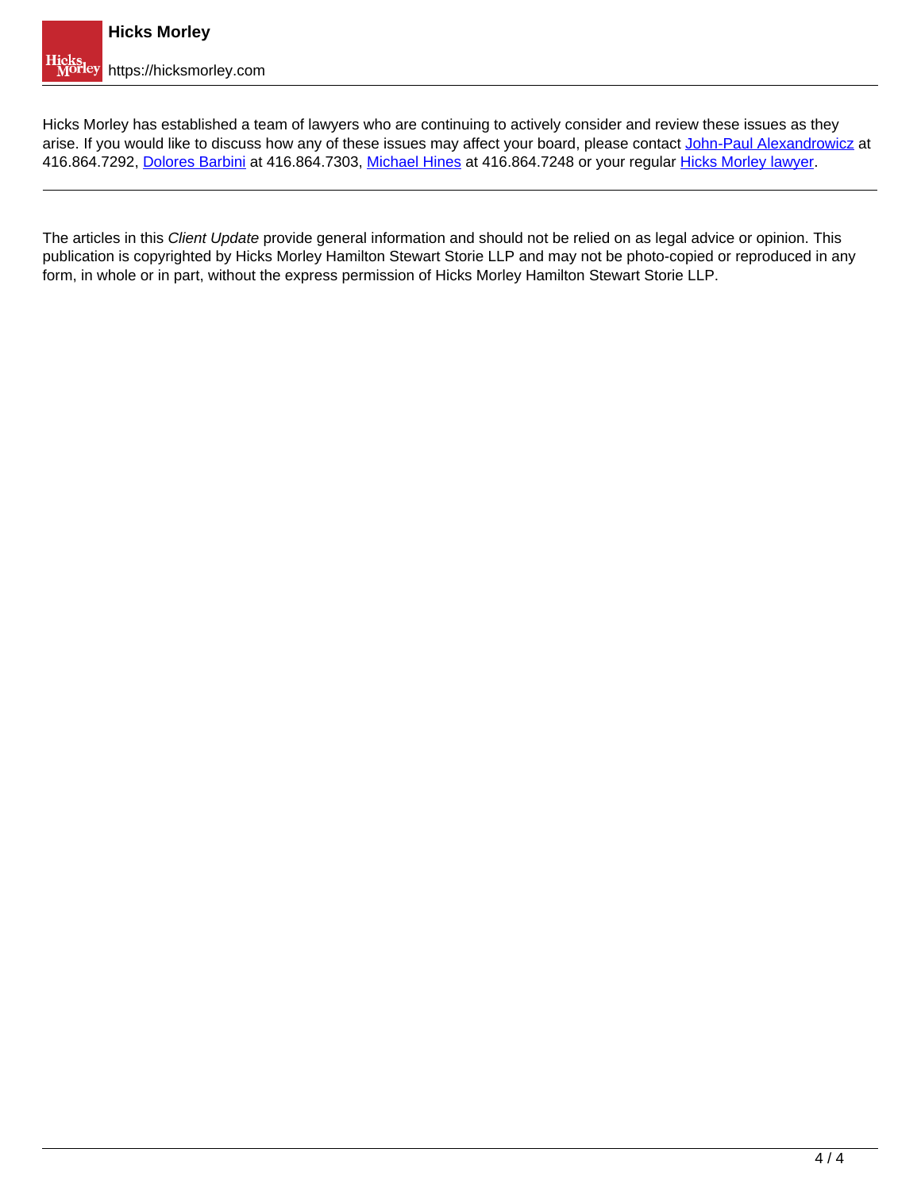Hicks Morley has established a team of lawyers who are continuing to actively consider and review these issues as they arise. If you would like to discuss how any of these issues may affect your board, please contact John-Paul Alexandrowicz at 416.864.7292, Dolores Barbini at 416.864.7303, Michael Hines at 416.864.7248 or your regular Hicks Morley lawyer.

---

The articles in this *Client Update* provide general information and should not be relied on as legal advice or opinion. This publication is copyrighted by Hicks Morley Hamilton Stewart Storie LLP and may not be photo-copied or reproduced in any form, in whole or in part, without the express permission of Hicks Morley Hamilton Stewart Storie LLP.